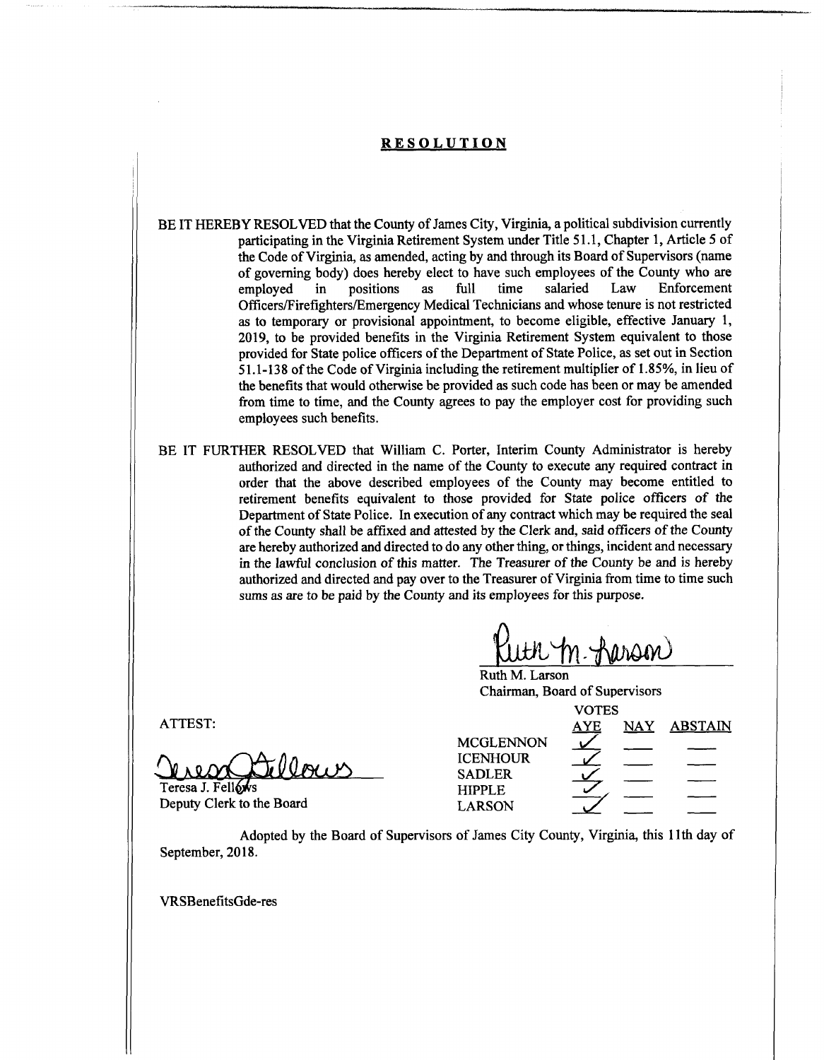# RESOLUTION

BE IT HEREBY RESOLVED that the County of James City, Virginia, a political subdivision currently participating in the Virginia Retirement System under Title 51.1, Chapter 1, Article 5 of the Code of Virginia, as amended, acting by and through its Board of Supervisors (name of governing body) does hereby elect to have such employees of the County who are employed in positions as full time salaried Law Enforcement Officers/Firefighters/Emergency Medical Technicians and whose tenure is not restricted as to temporary or provisional appointment, to become eligible, effective January 1, 2019, to be provided benefits in the Virginia Retirement System equivalent to those provided for State police officers of the Department of State Police, as set out in Section 51.1-138 of the Code of Virginia including the retirement multiplier of 1.85%, in lieu of the benefits that would otherwise be provided as such code has been or may be amended from time to time, and the County agrees to pay the employer cost for providing such employees such benefits.

BE IT FURTHER RESOLVED that William C. Porter, Interim County Administrator is hereby authorized and directed in the name of the County to execute any required contract in order that the above described employees of the County may become entitled to retirement benefits equivalent to those provided for State police officers of the Department of State Police. In execution of any contract which may be required the seal of the County shall be affixed and attested by the Clerk and, said officers of the County are hereby authorized and directed to do any other thing, or things, incident and necessary in the lawful conclusion of this matter. The Treasurer of the County be and is hereby authorized and directed and pay over to the Treasurer of Virginia from time to time such sums as are to be paid by the County and its employees for this purpose.

Ruth M. Larson
Chairman, Board of Supervisors

ATTEST:

Teresa J. Fellows
Deputy Clerk to the Board

| | VOTES | | |
|---|---|---|---|
| | AYE | NAY | ABSTAIN |
| MCGLENNON | ✓ | | |
| ICENHOUR | ✓ | | |
| SADLER | ✓ | | |
| HIPPLE | ✓ | | |
| LARSON | ✓ | | |

Adopted by the Board of Supervisors of James City County, Virginia, this 11th day of September, 2018.

VRSBenefitsGde-res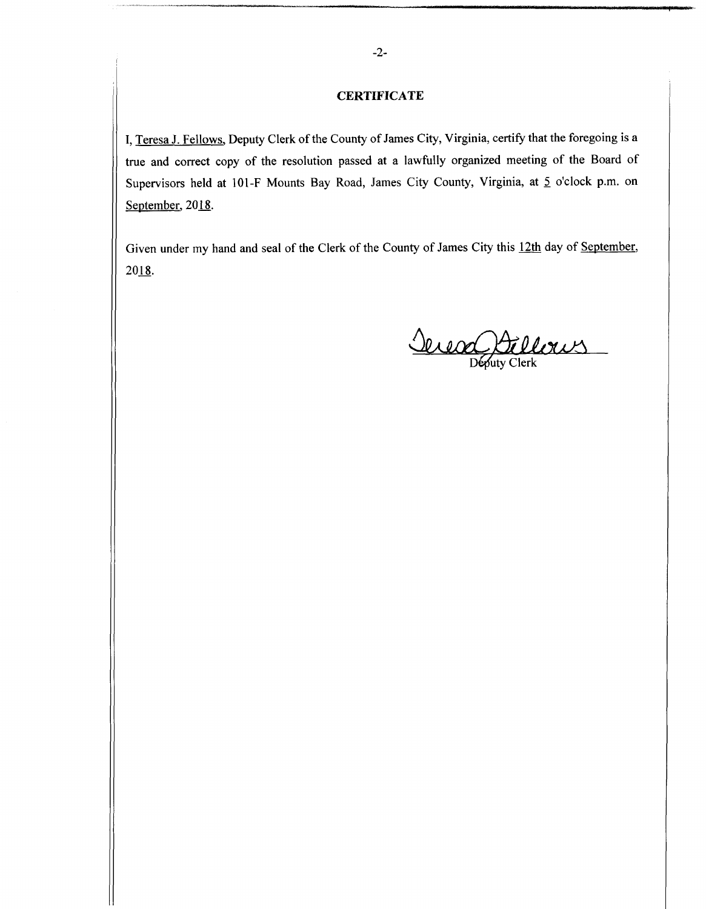## CERTIFICATE

I, Teresa J. Fellows, Deputy Clerk of the County of James City, Virginia, certify that the foregoing is a true and correct copy of the resolution passed at a lawfully organized meeting of the Board of Supervisors held at 101-F Mounts Bay Road, James City County, Virginia, at 5 o'clock p.m. on September, 2018.

Given under my hand and seal of the Clerk of the County of James City this 12th day of September, 2018.

Teresa Fellows
Deputy Clerk